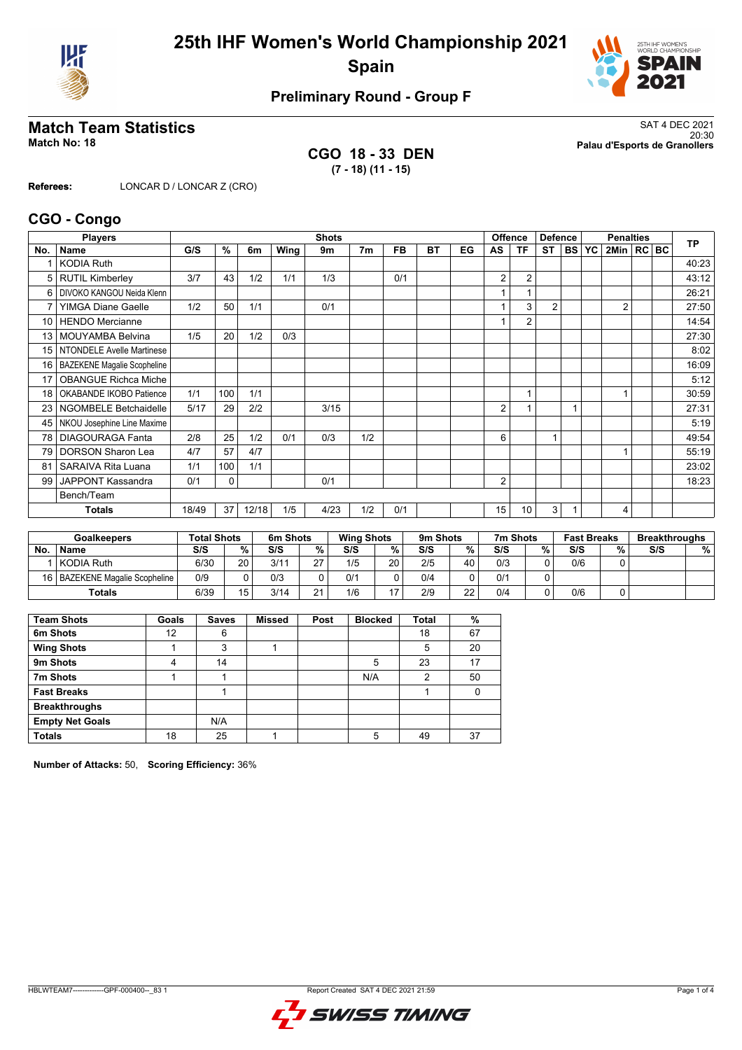# 25th IHF Women's World Championship 2021
## Spain

### Preliminary Round - Group F

## Match Team Statistics

**Match No: 18**

SAT 4 DEC 2021
20:30
**Palau d'Esports de Granollers**

**CGO 18 - 33 DEN**
**(7 - 18) (11 - 15)**

**Referees:** LONCAR D / LONCAR Z (CRO)

## CGO - Congo

| Players | | Shots | | | | | | | | | Offence | | Defence | | | Penalties | | | TP |
|---|---|---|---|---|---|---|---|---|---|---|---|---|---|---|---|---|---|---|---|
| No. | Name | G/S | % | 6m | Wing | 9m | 7m | FB | BT | EG | AS | TF | ST | BS | YC | 2Min | RC | BC | |
| 1 | KODIA Ruth | | | | | | | | | | | | | | | | | | 40:23 |
| 5 | RUTIL Kimberley | 3/7 | 43 | 1/2 | 1/1 | 1/3 | | 0/1 | | | 2 | 2 | | | | | | | 43:12 |
| 6 | DIVOKO KANGOU Neida Klenn | | | | | | | | | | 1 | 1 | | | | | | | 26:21 |
| 7 | YIMGA Diane Gaelle | 1/2 | 50 | 1/1 | | 0/1 | | | | | 1 | 3 | 2 | | | 2 | | | 27:50 |
| 10 | HENDO Mercianne | | | | | | | | | | 1 | 2 | | | | | | | 14:54 |
| 13 | MOUYAMBA Belvina | 1/5 | 20 | 1/2 | 0/3 | | | | | | | | | | | | | | 27:30 |
| 15 | NTONDELE Avelle Martinese | | | | | | | | | | | | | | | | | | 8:02 |
| 16 | BAZEKENE Magalie Scopheline | | | | | | | | | | | | | | | | | | 16:09 |
| 17 | OBANGUE Richca Miche | | | | | | | | | | | | | | | | | | 5:12 |
| 18 | OKABANDE IKOBO Patience | 1/1 | 100 | 1/1 | | | | | | | | 1 | | | | 1 | | | 30:59 |
| 23 | NGOMBELE Betchaidelle | 5/17 | 29 | 2/2 | | 3/15 | | | | | 2 | 1 | | 1 | | | | | 27:31 |
| 45 | NKOU Josephine Line Maxime | | | | | | | | | | | | | | | | | | 5:19 |
| 78 | DIAGOURAGA Fanta | 2/8 | 25 | 1/2 | 0/1 | 0/3 | 1/2 | | | | 6 | | 1 | | | | | | 49:54 |
| 79 | DORSON Sharon Lea | 4/7 | 57 | 4/7 | | | | | | | | | | | | 1 | | | 55:19 |
| 81 | SARAIVA Rita Luana | 1/1 | 100 | 1/1 | | | | | | | | | | | | | | | 23:02 |
| 99 | JAPPONT Kassandra | 0/1 | 0 | | | 0/1 | | | | | 2 | | | | | | | | 18:23 |
| | Bench/Team | | | | | | | | | | | | | | | | | | |
| | **Totals** | 18/49 | 37 | 12/18 | 1/5 | 4/23 | 1/2 | 0/1 | | | 15 | 10 | 3 | 1 | | 4 | | | |

| Goalkeepers | | Total Shots | | 6m Shots | | Wing Shots | | 9m Shots | | 7m Shots | | Fast Breaks | | Breakthroughs | |
|---|---|---|---|---|---|---|---|---|---|---|---|---|---|---|---|
| No. | Name | S/S | % | S/S | % | S/S | % | S/S | % | S/S | % | S/S | % | S/S | % |
| 1 | KODIA Ruth | 6/30 | 20 | 3/11 | 27 | 1/5 | 20 | 2/5 | 40 | 0/3 | 0 | 0/6 | 0 | | |
| 16 | BAZEKENE Magalie Scopheline | 0/9 | 0 | 0/3 | 0 | 0/1 | 0 | 0/4 | 0 | 0/1 | 0 | | | | |
| | **Totals** | 6/39 | 15 | 3/14 | 21 | 1/6 | 17 | 2/9 | 22 | 0/4 | 0 | 0/6 | 0 | | |

| Team Shots | Goals | Saves | Missed | Post | Blocked | Total | % |
|---|---|---|---|---|---|---|---|
| 6m Shots | 12 | 6 | | | | 18 | 67 |
| Wing Shots | 1 | 3 | 1 | | | 5 | 20 |
| 9m Shots | 4 | 14 | | | 5 | 23 | 17 |
| 7m Shots | 1 | 1 | | | N/A | 2 | 50 |
| Fast Breaks | | 1 | | | | 1 | 0 |
| Breakthroughs | | | | | | | |
| Empty Net Goals | | N/A | | | | | |
| Totals | 18 | 25 | 1 | | 5 | 49 | 37 |

**Number of Attacks:** 50, **Scoring Efficiency:** 36%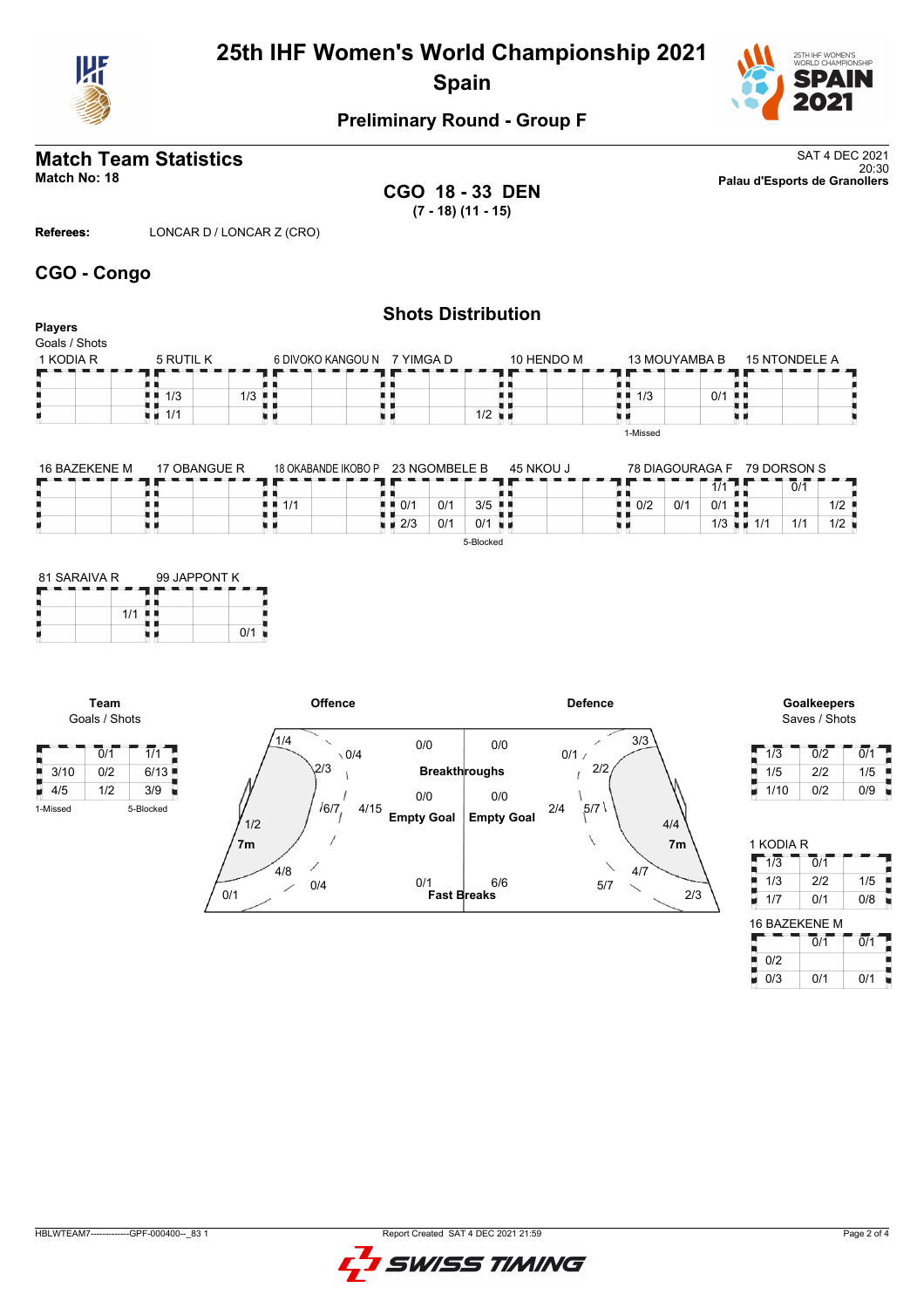# 25th IHF Women's World Championship 2021
## Spain

### Preliminary Round - Group F

## Match Team Statistics

**Match No: 18**

SAT 4 DEC 2021
20:30
**Palau d'Esports de Granollers**

**CGO 18 - 33 DEN**
**(7 - 18) (11 - 15)**

**Referees:** LONCAR D / LONCAR Z (CRO)

## CGO - Congo

### Shots Distribution

**Players**
Goals / Shots

**1 KODIA R**

| | | |
|---|---|---|
| | | |
| | | |
| | | |

**5 RUTIL K**

| | | |
|---|---|---|
| | | |
| 1/3 | | 1/3 |
| 1/1 | | |

**6 DIVOKO KANGOU N**

| | | |
|---|---|---|
| | | |
| | | |
| | | |

**7 YIMGA D**

| | | |
|---|---|---|
| | | |
| | | |
| | | 1/2 |

**10 HENDO M**

| | | |
|---|---|---|
| | | |
| | | |
| | | |

**13 MOUYAMBA B**

| | | |
|---|---|---|
| | | |
| 1/3 | | 0/1 |
| | | |

1-Missed

**15 NTONDELE A**

| | | |
|---|---|---|
| | | |
| | | |
| | | |

**16 BAZEKENE M**

| | | |
|---|---|---|
| | | |
| | | |
| | | |

**17 OBANGUE R**

| | | |
|---|---|---|
| | | |
| | | |
| | | |

**18 OKABANDE IKOBO P**

| | | |
|---|---|---|
| | | |
| 1/1 | | |
| | | |

**23 NGOMBELE B**

| | | |
|---|---|---|
| | | |
| 0/1 | 0/1 | 3/5 |
| 2/3 | 0/1 | 0/1 |

5-Blocked

**45 NKOU J**

| | | |
|---|---|---|
| | | |
| | | |
| | | |

**78 DIAGOURAGA F**

| | | |
|---|---|---|
| | | 1/1 |
| 0/2 | 0/1 | 0/1 |
| | | 1/3 |

**79 DORSON S**

| | | |
|---|---|---|
| | 0/1 | |
| | | 1/2 |
| 1/1 | 1/1 | 1/2 |

**81 SARAIVA R**

| | | |
|---|---|---|
| | | |
| | 1/1 | |
| | | |

**99 JAPPONT K**

| | | |
|---|---|---|
| | | |
| | | |
| | | 0/1 |

**Team**
Goals / Shots

| | | |
|---|---|---|
| | 0/1 | 1/1 |
| 3/10 | 0/2 | 6/13 |
| 4/5 | 1/2 | 3/9 |

1-Missed 5-Blocked

**Offence**

- Left wing: 1/4
- Left 9m: 0/4
- Left 6m: 2/3
- Centre 6m: 6/7
- Centre 9m: 4/15
- Left 7m area: 1/2
- 7m: 4/8
- Right 6m/9m: 0/4
- Left bottom: 0/1
- Breakthroughs: 0/0
- Empty Goal: 0/0
- Fast Breaks: 0/1

**Defence**

- Breakthroughs: 0/0
- Empty Goal: 0/0
- Fast Breaks: 6/6
- Right wing: 3/3
- 0/1
- 2/2
- 2/4
- 5/7
- 4/4
- 7m: 4/7
- 5/7
- 2/3

**Goalkeepers**
Saves / Shots

| | | |
|---|---|---|
| 1/3 | 0/2 | 0/1 |
| 1/5 | 2/2 | 1/5 |
| 1/10 | 0/2 | 0/9 |

**1 KODIA R**

| | | |
|---|---|---|
| 1/3 | 0/1 | |
| 1/3 | 2/2 | 1/5 |
| 1/7 | 0/1 | 0/8 |

**16 BAZEKENE M**

| | | |
|---|---|---|
| | 0/1 | 0/1 |
| 0/2 | | |
| 0/3 | 0/1 | 0/1 |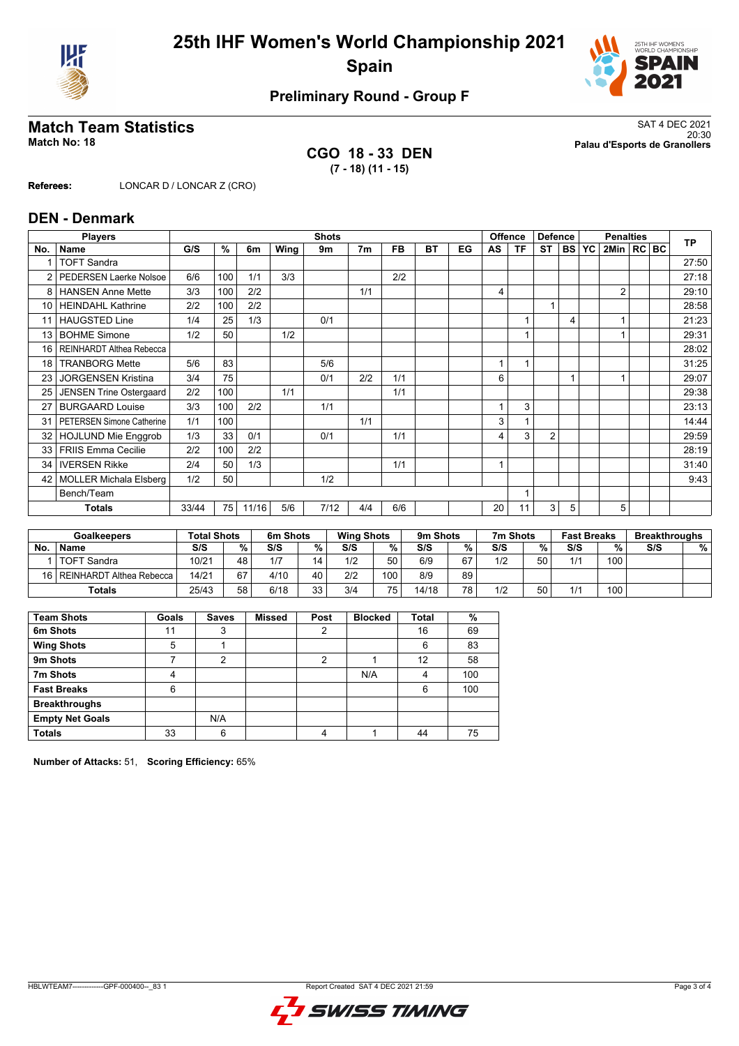# 25th IHF Women's World Championship 2021
## Spain

### Preliminary Round - Group F

## Match Team Statistics

**Match No: 18**

SAT 4 DEC 2021
20:30
**Palau d'Esports de Granollers**

**CGO 18 - 33 DEN**
**(7 - 18) (11 - 15)**

**Referees:** LONCAR D / LONCAR Z (CRO)

## DEN - Denmark

| Players | | Shots | | | | | | | | | Offence | | Defence | | | Penalties | | | TP |
|---|---|---|---|---|---|---|---|---|---|---|---|---|---|---|---|---|---|---|---|
| No. | Name | G/S | % | 6m | Wing | 9m | 7m | FB | BT | EG | AS | TF | ST | BS | YC | 2Min | RC | BC | |
| 1 | TOFT Sandra | | | | | | | | | | | | | | | | | | 27:50 |
| 2 | PEDERSEN Laerke Nolsoe | 6/6 | 100 | 1/1 | 3/3 | | | 2/2 | | | | | | | | | | | 27:18 |
| 8 | HANSEN Anne Mette | 3/3 | 100 | 2/2 | | | 1/1 | | | | 4 | | | | | 2 | | | 29:10 |
| 10 | HEINDAHL Kathrine | 2/2 | 100 | 2/2 | | | | | | | | | 1 | | | | | | 28:58 |
| 11 | HAUGSTED Line | 1/4 | 25 | 1/3 | | 0/1 | | | | | | 1 | | 4 | | 1 | | | 21:23 |
| 13 | BOHME Simone | 1/2 | 50 | | 1/2 | | | | | | | 1 | | | | 1 | | | 29:31 |
| 16 | REINHARDT Althea Rebecca | | | | | | | | | | | | | | | | | | 28:02 |
| 18 | TRANBORG Mette | 5/6 | 83 | | | 5/6 | | | | | 1 | 1 | | | | | | | 31:25 |
| 23 | JORGENSEN Kristina | 3/4 | 75 | | | 0/1 | 2/2 | 1/1 | | | 6 | | | 1 | | 1 | | | 29:07 |
| 25 | JENSEN Trine Ostergaard | 2/2 | 100 | | 1/1 | | | 1/1 | | | | | | | | | | | 29:38 |
| 27 | BURGAARD Louise | 3/3 | 100 | 2/2 | | 1/1 | | | | | 1 | 3 | | | | | | | 23:13 |
| 31 | PETERSEN Simone Catherine | 1/1 | 100 | | | | 1/1 | | | | 3 | 1 | | | | | | | 14:44 |
| 32 | HOJLUND Mie Enggrob | 1/3 | 33 | 0/1 | | 0/1 | | 1/1 | | | 4 | 3 | 2 | | | | | | 29:59 |
| 33 | FRIIS Emma Cecilie | 2/2 | 100 | 2/2 | | | | | | | | | | | | | | | 28:19 |
| 34 | IVERSEN Rikke | 2/4 | 50 | 1/3 | | | | 1/1 | | | 1 | | | | | | | | 31:40 |
| 42 | MOLLER Michala Elsberg | 1/2 | 50 | | | 1/2 | | | | | | | | | | | | | 9:43 |
| | Bench/Team | | | | | | | | | | | 1 | | | | | | | |
| | **Totals** | 33/44 | 75 | 11/16 | 5/6 | 7/12 | 4/4 | 6/6 | | | 20 | 11 | 3 | 5 | | 5 | | | |

| Goalkeepers | | Total Shots | | 6m Shots | | Wing Shots | | 9m Shots | | 7m Shots | | Fast Breaks | | Breakthroughs | |
|---|---|---|---|---|---|---|---|---|---|---|---|---|---|---|---|
| No. | Name | S/S | % | S/S | % | S/S | % | S/S | % | S/S | % | S/S | % | S/S | % |
| 1 | TOFT Sandra | 10/21 | 48 | 1/7 | 14 | 1/2 | 50 | 6/9 | 67 | 1/2 | 50 | 1/1 | 100 | | |
| 16 | REINHARDT Althea Rebecca | 14/21 | 67 | 4/10 | 40 | 2/2 | 100 | 8/9 | 89 | | | | | | |
| | **Totals** | 25/43 | 58 | 6/18 | 33 | 3/4 | 75 | 14/18 | 78 | 1/2 | 50 | 1/1 | 100 | | |

| Team Shots | Goals | Saves | Missed | Post | Blocked | Total | % |
|---|---|---|---|---|---|---|---|
| 6m Shots | 11 | 3 | | 2 | | 16 | 69 |
| Wing Shots | 5 | 1 | | | | 6 | 83 |
| 9m Shots | 7 | 2 | | 2 | 1 | 12 | 58 |
| 7m Shots | 4 | | | | N/A | 4 | 100 |
| Fast Breaks | 6 | | | | | 6 | 100 |
| Breakthroughs | | | | | | | |
| Empty Net Goals | | N/A | | | | | |
| **Totals** | 33 | 6 | | 4 | 1 | 44 | 75 |

**Number of Attacks:** 51, **Scoring Efficiency:** 65%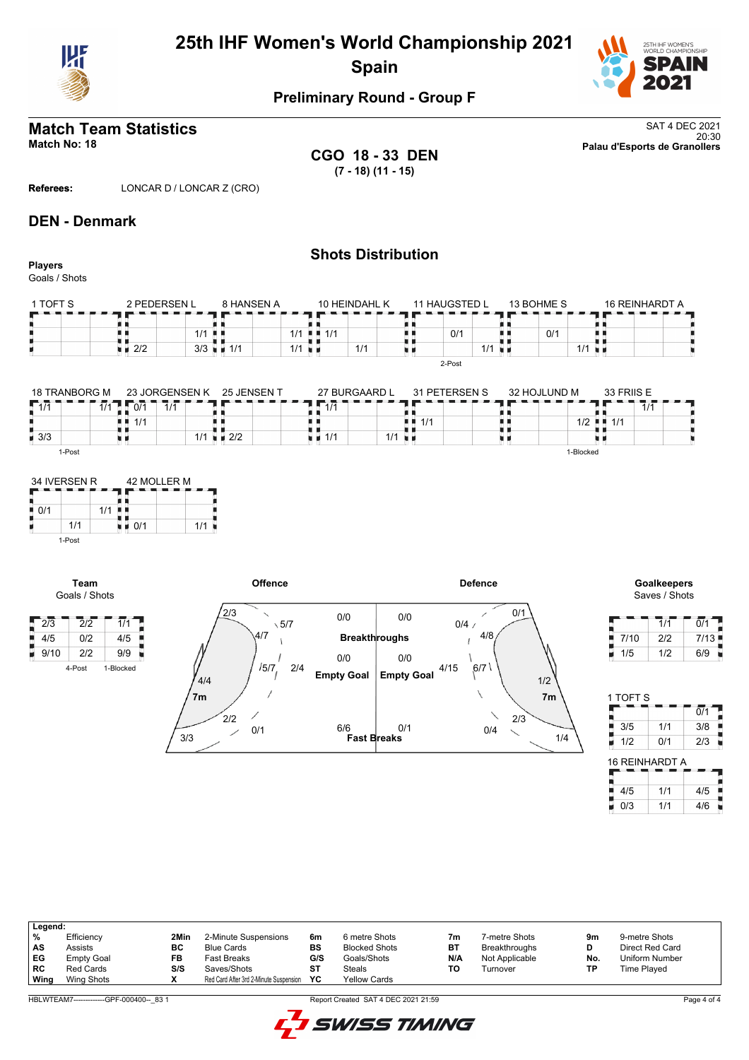# 25th IHF Women's World Championship 2021
# Spain

## Preliminary Round - Group F

## Match Team Statistics

**Match No: 18**

SAT 4 DEC 2021
20:30
**Palau d'Esports de Granollers**

**CGO 18 - 33 DEN**
**(7 - 18) (11 - 15)**

**Referees:** LONCAR D / LONCAR Z (CRO)

## DEN - Denmark

### Shots Distribution

**Players**
Goals / Shots

1 TOFT S

2 PEDERSEN L
| | | |
|---|---|---|
| | | |
| | | 1/1 |
| 2/2 | | 3/3 |

8 HANSEN A
| | | |
|---|---|---|
| | | |
| | | 1/1 |
| 1/1 | | 1/1 |

10 HEINDAHL K
| | | |
|---|---|---|
| | | |
| 1/1 | | |
| | 1/1 | |

11 HAUGSTED L
| | | |
|---|---|---|
| | | |
| | 0/1 | |
| | | 1/1 |

2-Post

13 BOHME S
| | | |
|---|---|---|
| | | |
| | 0/1 | |
| | | 1/1 |

16 REINHARDT A

18 TRANBORG M
| | | |
|---|---|---|
| 1/1 | | 1/1 |
| | | |
| 3/3 | | |

1-Post

23 JORGENSEN K
| | | |
|---|---|---|
| 0/1 | 1/1 | |
| 1/1 | | |
| | | 1/1 |

25 JENSEN T
| | | |
|---|---|---|
| | | |
| | | |
| 2/2 | | |

27 BURGAARD L
| | | |
|---|---|---|
| 1/1 | | |
| | | |
| 1/1 | | 1/1 |

31 PETERSEN S
| | | |
|---|---|---|
| | | |
| 1/1 | | |
| | | |

32 HOJLUND M
| | | |
|---|---|---|
| | | |
| | | 1/2 |
| | | |

1-Blocked

33 FRIIS E
| | | |
|---|---|---|
| | | 1/1 |
| 1/1 | | |
| | | |

34 IVERSEN R
| | | |
|---|---|---|
| | | |
| 0/1 | | 1/1 |
| | 1/1 | |

1-Post

42 MOLLER M
| | | |
|---|---|---|
| | | |
| | | |
| 0/1 | | 1/1 |

**Team**
Goals / Shots

| | | |
|---|---|---|
| 2/3 | 2/2 | 1/1 |
| 4/5 | 0/2 | 4/5 |
| 9/10 | 2/2 | 9/9 |

4-Post 1-Blocked

**Offence**

2/3
5/7
4/7
5/7
2/4
4/4
7m
2/2
0/1
3/3
0/0 Breakthroughs
0/0 Empty Goal
6/6 Fast Breaks

**Defence**

0/0 Breakthroughs
0/0 Empty Goal
0/1 Fast Breaks
0/4
0/1
4/8
4/15
6/7
1/2
7m
2/3
0/4
1/4

**Goalkeepers**
Saves / Shots

| | | |
|---|---|---|
| | 1/1 | 0/1 |
| 7/10 | 2/2 | 7/13 |
| 1/5 | 1/2 | 6/9 |

1 TOFT S
| | | |
|---|---|---|
| | | 0/1 |
| 3/5 | 1/1 | 3/8 |
| 1/2 | 0/1 | 2/3 |

16 REINHARDT A
| | | |
|---|---|---|
| | | |
| 4/5 | 1/1 | 4/5 |
| 0/3 | 1/1 | 4/6 |

| Legend: | | | | | | | | | |
|---|---|---|---|---|---|---|---|---|---|
| % | Efficiency | 2Min | 2-Minute Suspensions | 6m | 6 metre Shots | 7m | 7-metre Shots | 9m | 9-metre Shots |
| AS | Assists | BC | Blue Cards | BS | Blocked Shots | BT | Breakthroughs | D | Direct Red Card |
| EG | Empty Goal | FB | Fast Breaks | G/S | Goals/Shots | N/A | Not Applicable | No. | Uniform Number |
| RC | Red Cards | S/S | Saves/Shots | ST | Steals | TO | Turnover | TP | Time Played |
| Wing | Wing Shots | X | Red Card After 3rd 2-Minute Suspension | YC | Yellow Cards | | | | |

HBLWTEAM7-------------GPF-000400--_83 1 Report Created SAT 4 DEC 2021 21:59